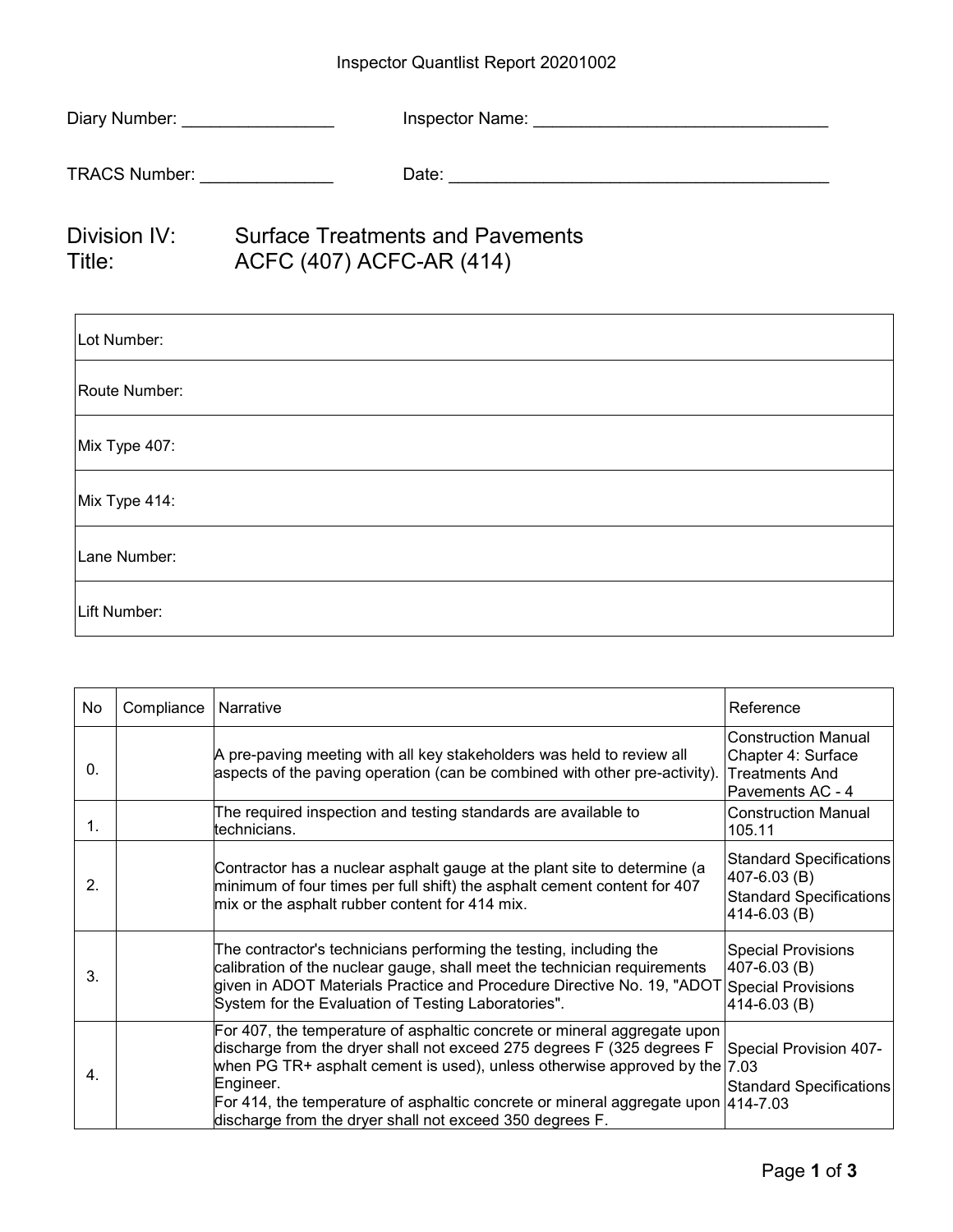Inspector Quantlist Report 20201002

Diary Number: ________________ Inspector Name: ________________________________

TRACS Number: ______________ Date: __________________________________________

# Division IV: Surface Treatments and Pavements
# Title: ACFC (407) ACFC-AR (414)

| |
|---|
| Lot Number: |
| Route Number: |
| Mix Type 407: |
| Mix Type 414: |
| Lane Number: |
| Lift Number: |

| No | Compliance | Narrative | Reference |
|---|---|---|---|
| 0. | | A pre-paving meeting with all key stakeholders was held to review all aspects of the paving operation (can be combined with other pre-activity). | Construction Manual Chapter 4: Surface Treatments And Pavements AC - 4 |
| 1. | | The required inspection and testing standards are available to technicians. | Construction Manual 105.11 |
| 2. | | Contractor has a nuclear asphalt gauge at the plant site to determine (a minimum of four times per full shift) the asphalt cement content for 407 mix or the asphalt rubber content for 414 mix. | Standard Specifications 407-6.03 (B) Standard Specifications 414-6.03 (B) |
| 3. | | The contractor's technicians performing the testing, including the calibration of the nuclear gauge, shall meet the technician requirements given in ADOT Materials Practice and Procedure Directive No. 19, "ADOT System for the Evaluation of Testing Laboratories". | Special Provisions 407-6.03 (B) Special Provisions 414-6.03 (B) |
| 4. | | For 407, the temperature of asphaltic concrete or mineral aggregate upon discharge from the dryer shall not exceed 275 degrees F (325 degrees F when PG TR+ asphalt cement is used), unless otherwise approved by the Engineer.<br>For 414, the temperature of asphaltic concrete or mineral aggregate upon discharge from the dryer shall not exceed 350 degrees F. | Special Provision 407-7.03 Standard Specifications 414-7.03 |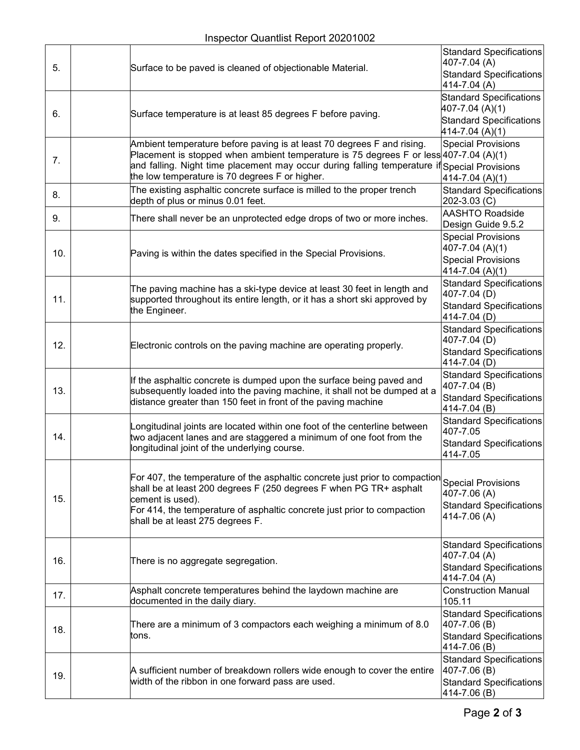| | | | |
|---|---|---|---|
| 5. | | Surface to be paved is cleaned of objectionable Material. | Standard Specifications 407-7.04 (A)<br>Standard Specifications 414-7.04 (A) |
| 6. | | Surface temperature is at least 85 degrees F before paving. | Standard Specifications 407-7.04 (A)(1)<br>Standard Specifications 414-7.04 (A)(1) |
| 7. | | Ambient temperature before paving is at least 70 degrees F and rising. Placement is stopped when ambient temperature is 75 degrees F or less and falling. Night time placement may occur during falling temperature if the low temperature is 70 degrees F or higher. | Special Provisions 407-7.04 (A)(1)<br>Special Provisions 414-7.04 (A)(1) |
| 8. | | The existing asphaltic concrete surface is milled to the proper trench depth of plus or minus 0.01 feet. | Standard Specifications 202-3.03 (C) |
| 9. | | There shall never be an unprotected edge drops of two or more inches. | AASHTO Roadside Design Guide 9.5.2 |
| 10. | | Paving is within the dates specified in the Special Provisions. | Special Provisions 407-7.04 (A)(1)<br>Special Provisions 414-7.04 (A)(1) |
| 11. | | The paving machine has a ski-type device at least 30 feet in length and supported throughout its entire length, or it has a short ski approved by the Engineer. | Standard Specifications 407-7.04 (D)<br>Standard Specifications 414-7.04 (D) |
| 12. | | Electronic controls on the paving machine are operating properly. | Standard Specifications 407-7.04 (D)<br>Standard Specifications 414-7.04 (D) |
| 13. | | If the asphaltic concrete is dumped upon the surface being paved and subsequently loaded into the paving machine, it shall not be dumped at a distance greater than 150 feet in front of the paving machine | Standard Specifications 407-7.04 (B)<br>Standard Specifications 414-7.04 (B) |
| 14. | | Longitudinal joints are located within one foot of the centerline between two adjacent lanes and are staggered a minimum of one foot from the longitudinal joint of the underlying course. | Standard Specifications 407-7.05<br>Standard Specifications 414-7.05 |
| 15. | | For 407, the temperature of the asphaltic concrete just prior to compaction shall be at least 200 degrees F (250 degrees F when PG TR+ asphalt cement is used).<br>For 414, the temperature of asphaltic concrete just prior to compaction shall be at least 275 degrees F. | Special Provisions 407-7.06 (A)<br>Standard Specifications 414-7.06 (A) |
| 16. | | There is no aggregate segregation. | Standard Specifications 407-7.04 (A)<br>Standard Specifications 414-7.04 (A) |
| 17. | | Asphalt concrete temperatures behind the laydown machine are documented in the daily diary. | Construction Manual 105.11 |
| 18. | | There are a minimum of 3 compactors each weighing a minimum of 8.0 tons. | Standard Specifications 407-7.06 (B)<br>Standard Specifications 414-7.06 (B) |
| 19. | | A sufficient number of breakdown rollers wide enough to cover the entire width of the ribbon in one forward pass are used. | Standard Specifications 407-7.06 (B)<br>Standard Specifications 414-7.06 (B) |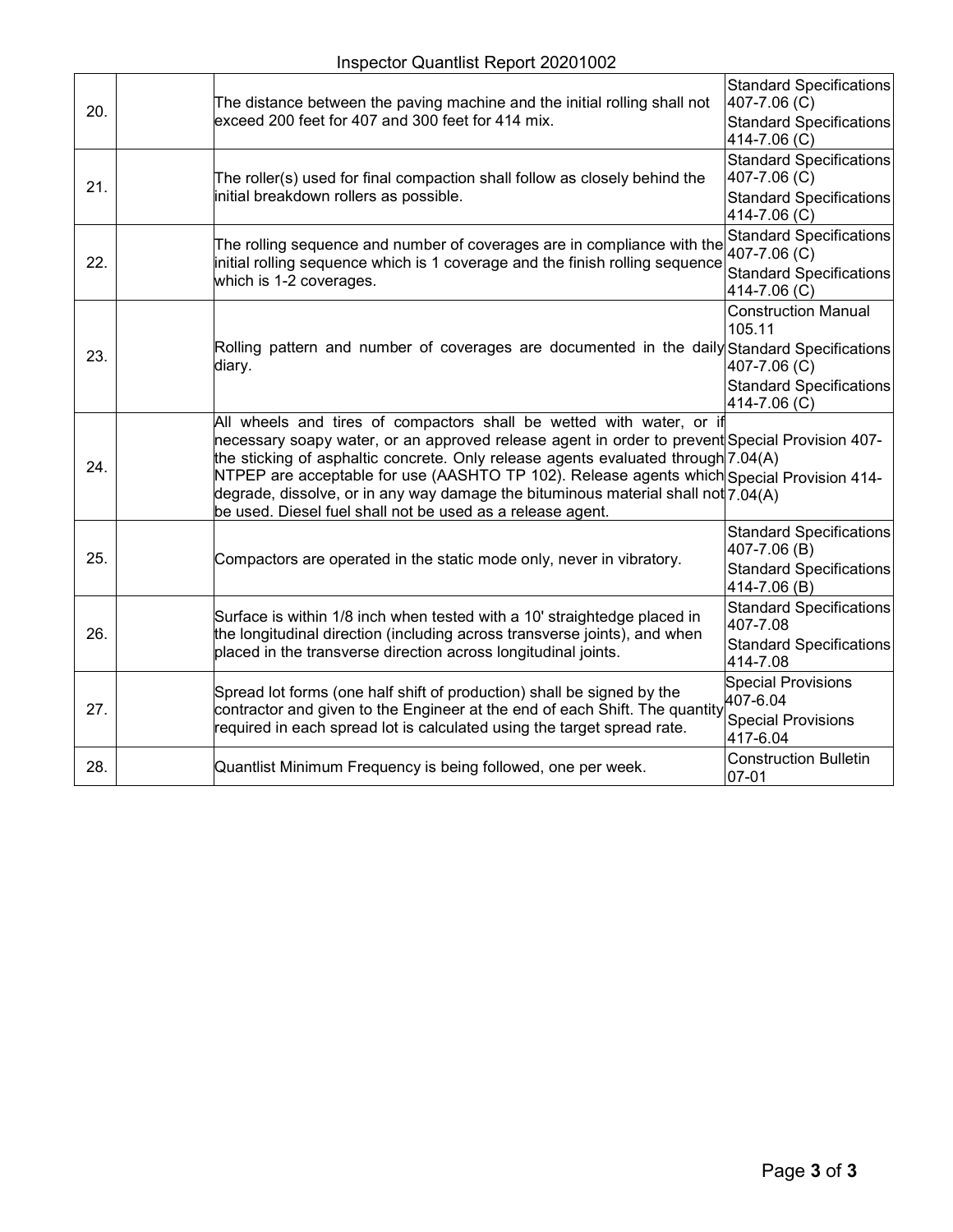| | | | |
|---|---|---|---|
| 20. | | The distance between the paving machine and the initial rolling shall not exceed 200 feet for 407 and 300 feet for 414 mix. | Standard Specifications 407-7.06 (C)<br>Standard Specifications 414-7.06 (C) |
| 21. | | The roller(s) used for final compaction shall follow as closely behind the initial breakdown rollers as possible. | Standard Specifications 407-7.06 (C)<br>Standard Specifications 414-7.06 (C) |
| 22. | | The rolling sequence and number of coverages are in compliance with the initial rolling sequence which is 1 coverage and the finish rolling sequence which is 1-2 coverages. | Standard Specifications 407-7.06 (C)<br>Standard Specifications 414-7.06 (C) |
| 23. | | Rolling pattern and number of coverages are documented in the daily diary. | Construction Manual 105.11<br>Standard Specifications 407-7.06 (C)<br>Standard Specifications 414-7.06 (C) |
| 24. | | All wheels and tires of compactors shall be wetted with water, or if necessary soapy water, or an approved release agent in order to prevent the sticking of asphaltic concrete. Only release agents evaluated through NTPEP are acceptable for use (AASHTO TP 102). Release agents which degrade, dissolve, or in any way damage the bituminous material shall not be used. Diesel fuel shall not be used as a release agent. | Special Provision 407-7.04(A)<br>Special Provision 414-7.04(A) |
| 25. | | Compactors are operated in the static mode only, never in vibratory. | Standard Specifications 407-7.06 (B)<br>Standard Specifications 414-7.06 (B) |
| 26. | | Surface is within 1/8 inch when tested with a 10' straightedge placed in the longitudinal direction (including across transverse joints), and when placed in the transverse direction across longitudinal joints. | Standard Specifications 407-7.08<br>Standard Specifications 414-7.08 |
| 27. | | Spread lot forms (one half shift of production) shall be signed by the contractor and given to the Engineer at the end of each Shift. The quantity required in each spread lot is calculated using the target spread rate. | Special Provisions 407-6.04<br>Special Provisions 417-6.04 |
| 28. | | Quantlist Minimum Frequency is being followed, one per week. | Construction Bulletin 07-01 |